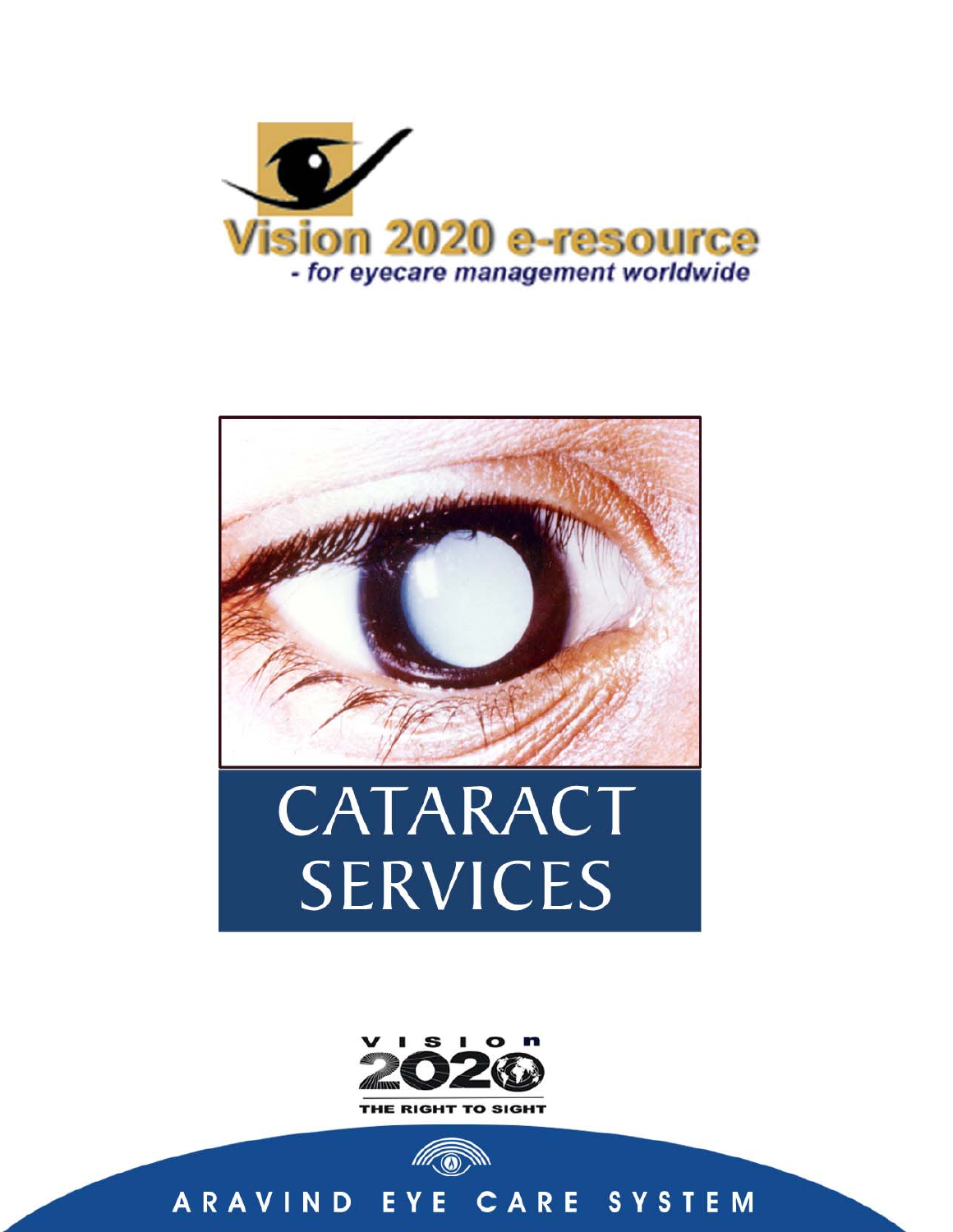Vision 2020 e-resource

*- for eyecare management worldwide*

# CATARACT SERVICES

VISION 2020

THE RIGHT TO SIGHT

ARAVIND EYE CARE SYSTEM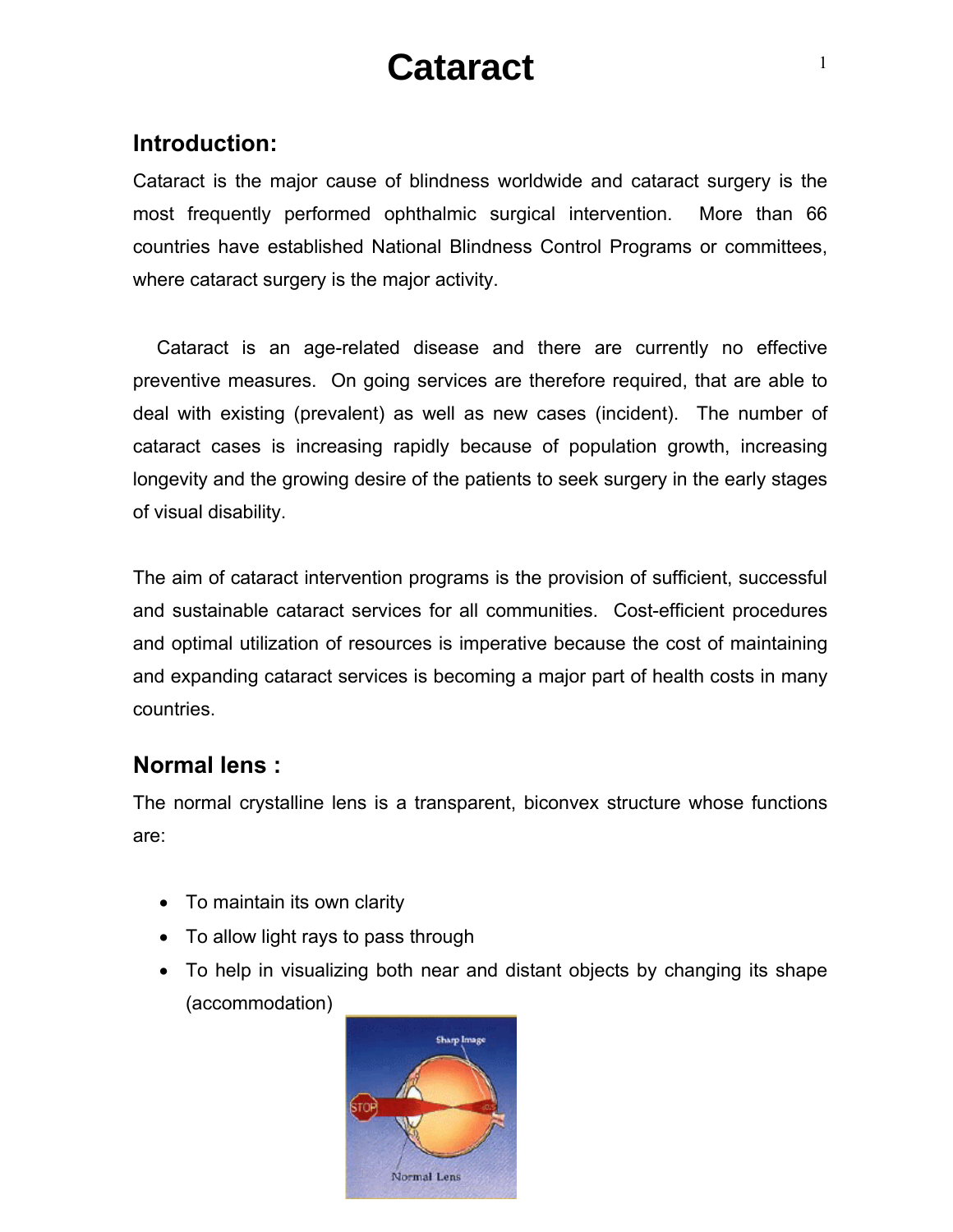# Cataract

## Introduction:

Cataract is the major cause of blindness worldwide and cataract surgery is the most frequently performed ophthalmic surgical intervention. More than 66 countries have established National Blindness Control Programs or committees, where cataract surgery is the major activity.

Cataract is an age-related disease and there are currently no effective preventive measures. On going services are therefore required, that are able to deal with existing (prevalent) as well as new cases (incident). The number of cataract cases is increasing rapidly because of population growth, increasing longevity and the growing desire of the patients to seek surgery in the early stages of visual disability.

The aim of cataract intervention programs is the provision of sufficient, successful and sustainable cataract services for all communities. Cost-efficient procedures and optimal utilization of resources is imperative because the cost of maintaining and expanding cataract services is becoming a major part of health costs in many countries.

## Normal lens :

The normal crystalline lens is a transparent, biconvex structure whose functions are:

- To maintain its own clarity
- To allow light rays to pass through
- To help in visualizing both near and distant objects by changing its shape (accommodation)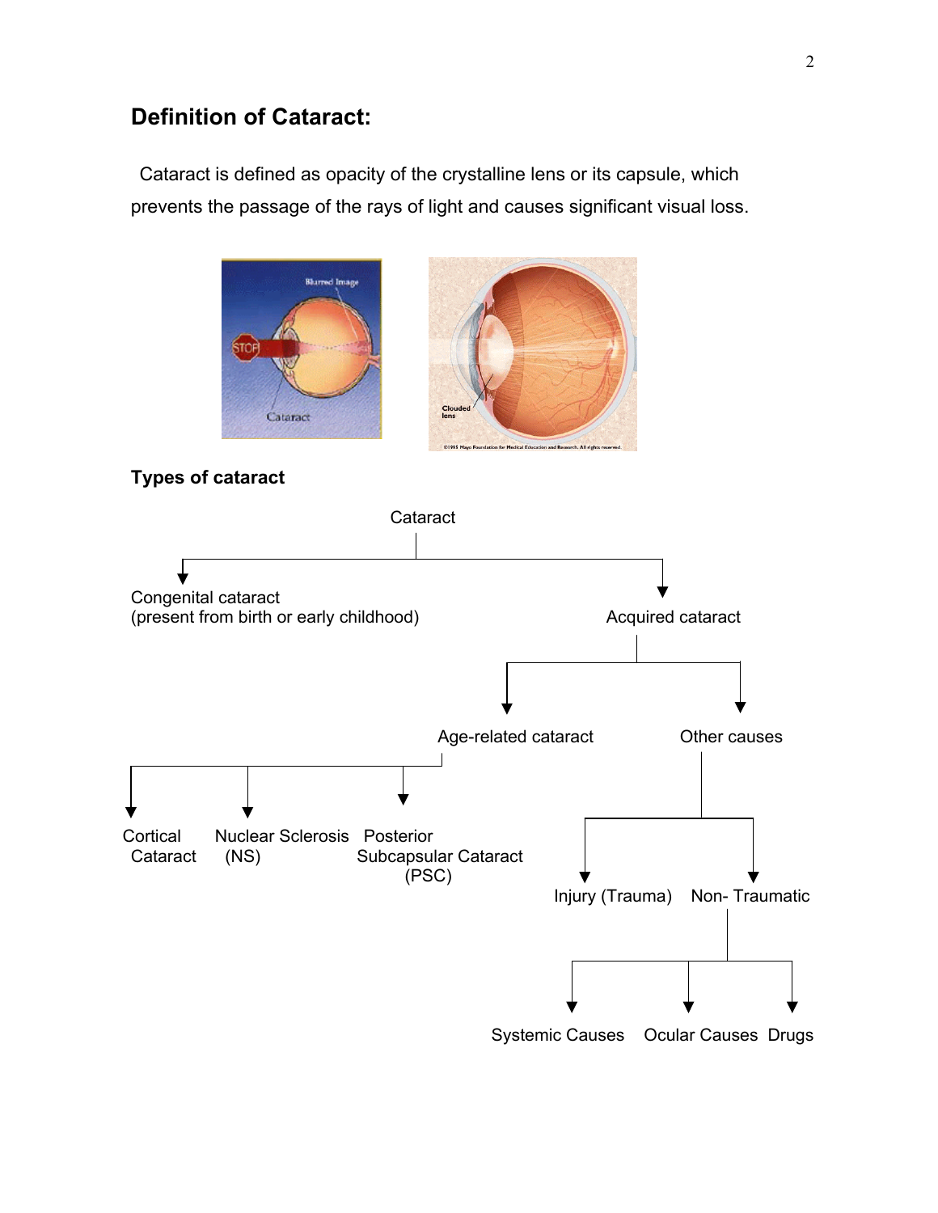## Definition of Cataract:

Cataract is defined as opacity of the crystalline lens or its capsule, which prevents the passage of the rays of light and causes significant visual loss.

### Types of cataract

- Cataract
  - Congenital cataract (present from birth or early childhood)
  - Acquired cataract
    - Age-related cataract
      - Cortical Cataract
      - Nuclear Sclerosis (NS)
      - Posterior Subcapsular Cataract (PSC)
    - Other causes
      - Injury (Trauma)
      - Non- Traumatic
        - Systemic Causes
        - Ocular Causes
        - Drugs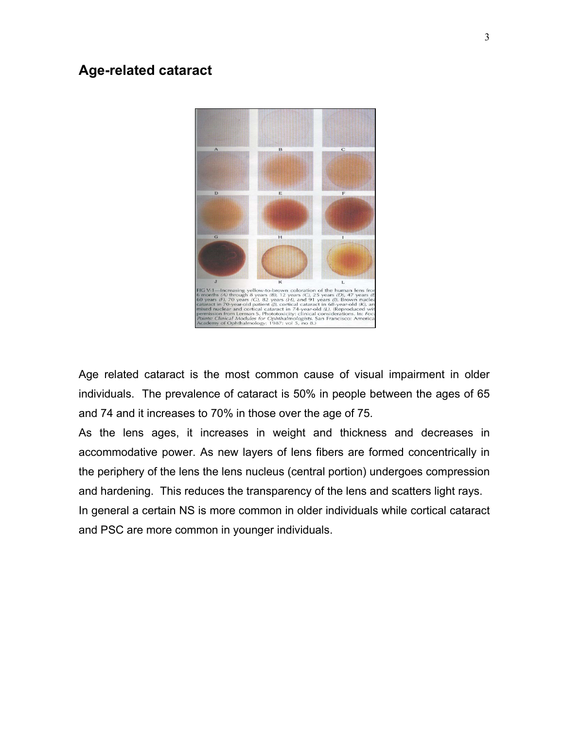## Age-related cataract

Age related cataract is the most common cause of visual impairment in older individuals. The prevalence of cataract is 50% in people between the ages of 65 and 74 and it increases to 70% in those over the age of 75.

As the lens ages, it increases in weight and thickness and decreases in accommodative power. As new layers of lens fibers are formed concentrically in the periphery of the lens the lens nucleus (central portion) undergoes compression and hardening. This reduces the transparency of the lens and scatters light rays.

In general a certain NS is more common in older individuals while cortical cataract and PSC are more common in younger individuals.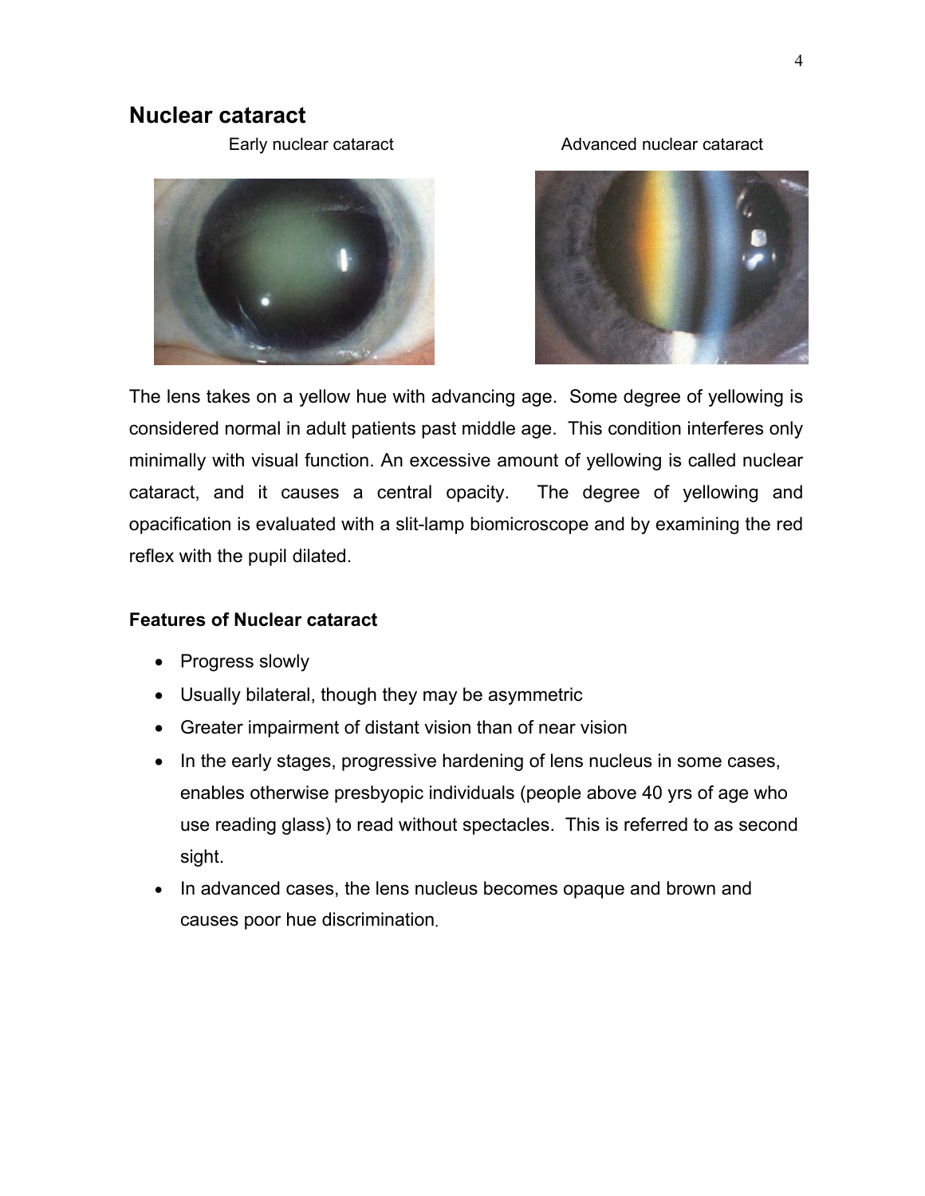## Nuclear cataract

Early nuclear cataract

Advanced nuclear cataract

The lens takes on a yellow hue with advancing age. Some degree of yellowing is considered normal in adult patients past middle age. This condition interferes only minimally with visual function. An excessive amount of yellowing is called nuclear cataract, and it causes a central opacity. The degree of yellowing and opacification is evaluated with a slit-lamp biomicroscope and by examining the red reflex with the pupil dilated.

### Features of Nuclear cataract

- Progress slowly
- Usually bilateral, though they may be asymmetric
- Greater impairment of distant vision than of near vision
- In the early stages, progressive hardening of lens nucleus in some cases, enables otherwise presbyopic individuals (people above 40 yrs of age who use reading glass) to read without spectacles. This is referred to as second sight.
- In advanced cases, the lens nucleus becomes opaque and brown and causes poor hue discrimination.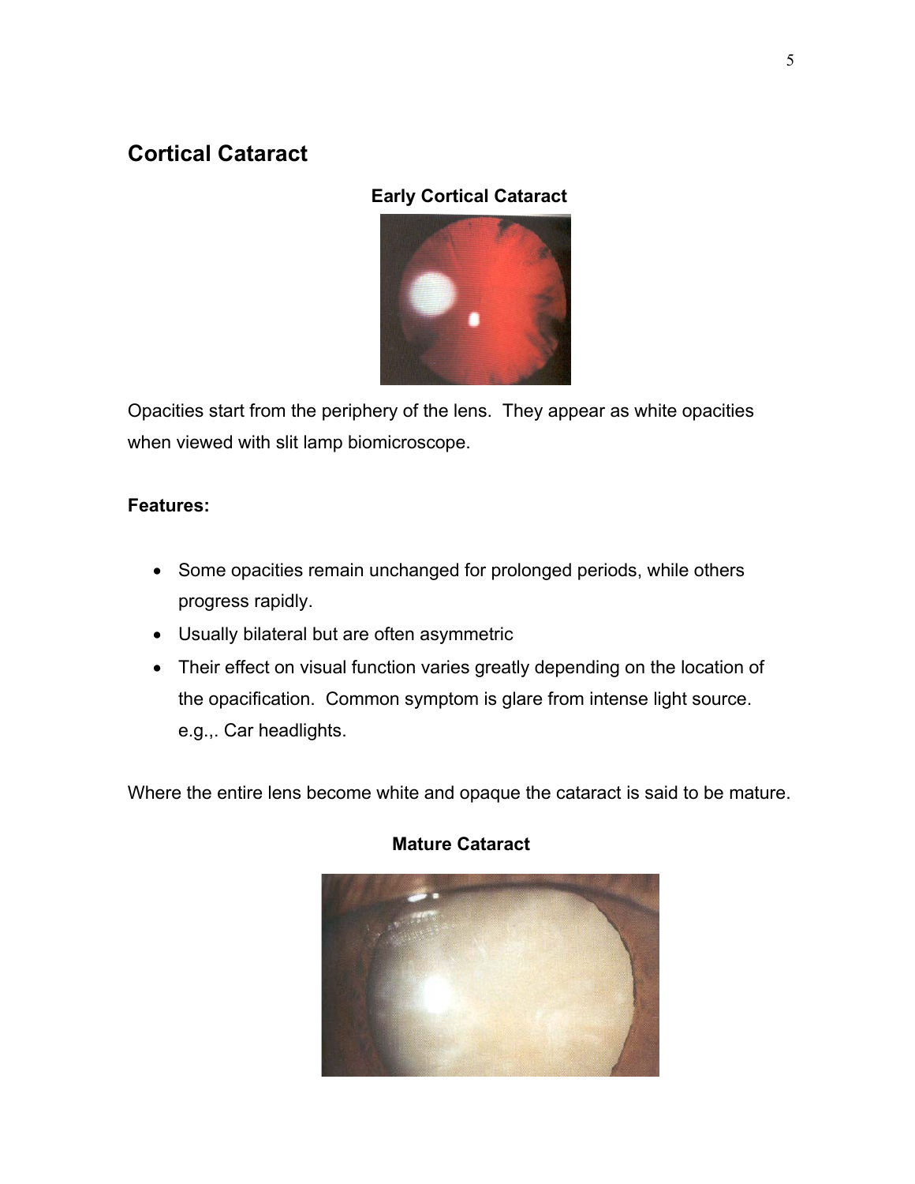## Cortical Cataract

**Early Cortical Cataract**

Opacities start from the periphery of the lens. They appear as white opacities when viewed with slit lamp biomicroscope.

**Features:**

- Some opacities remain unchanged for prolonged periods, while others progress rapidly.
- Usually bilateral but are often asymmetric
- Their effect on visual function varies greatly depending on the location of the opacification. Common symptom is glare from intense light source. e.g.,. Car headlights.

Where the entire lens become white and opaque the cataract is said to be mature.

**Mature Cataract**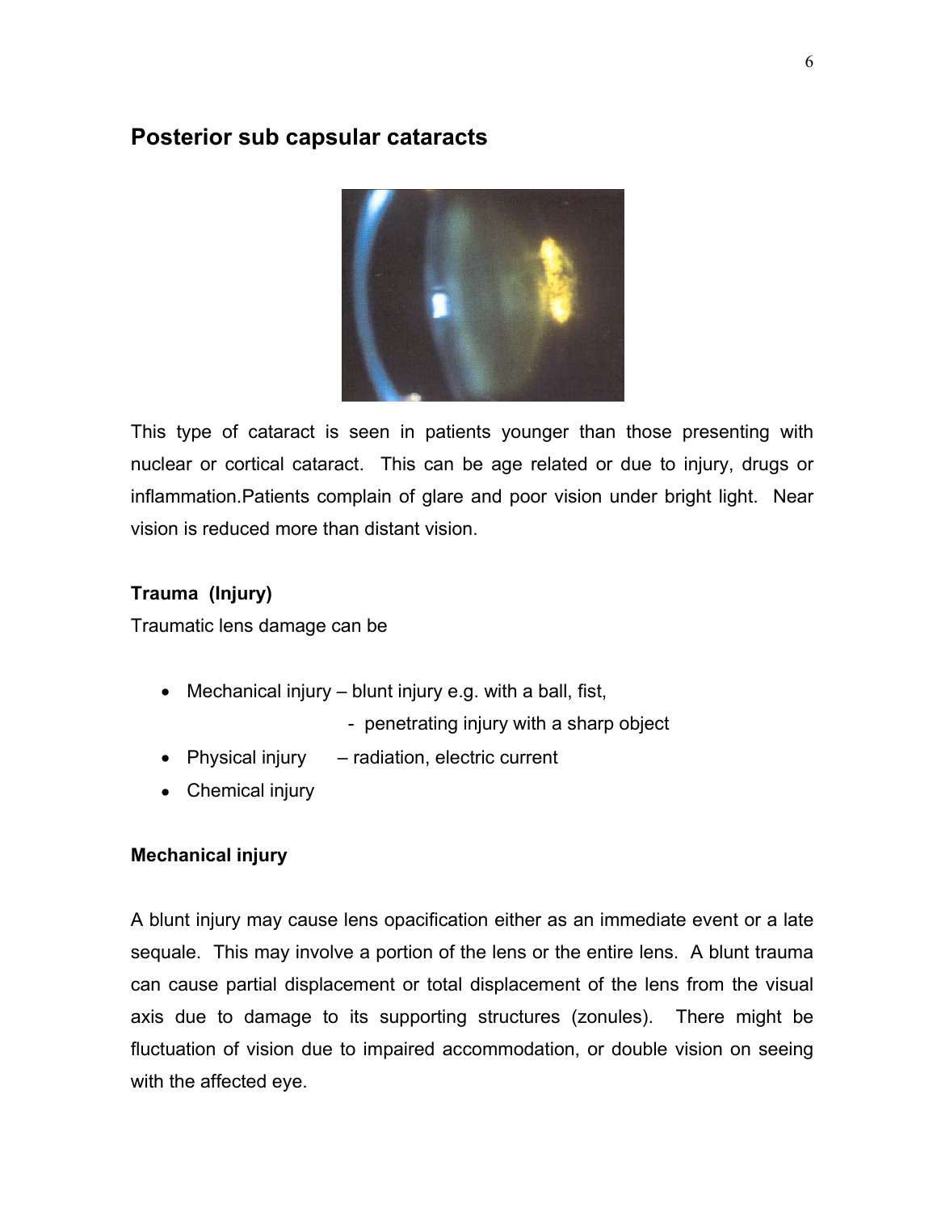## Posterior sub capsular cataracts

This type of cataract is seen in patients younger than those presenting with nuclear or cortical cataract. This can be age related or due to injury, drugs or inflammation.Patients complain of glare and poor vision under bright light. Near vision is reduced more than distant vision.

### Trauma (Injury)

Traumatic lens damage can be

- Mechanical injury – blunt injury e.g. with a ball, fist,
  - penetrating injury with a sharp object
- Physical injury – radiation, electric current
- Chemical injury

### Mechanical injury

A blunt injury may cause lens opacification either as an immediate event or a late sequale. This may involve a portion of the lens or the entire lens. A blunt trauma can cause partial displacement or total displacement of the lens from the visual axis due to damage to its supporting structures (zonules). There might be fluctuation of vision due to impaired accommodation, or double vision on seeing with the affected eye.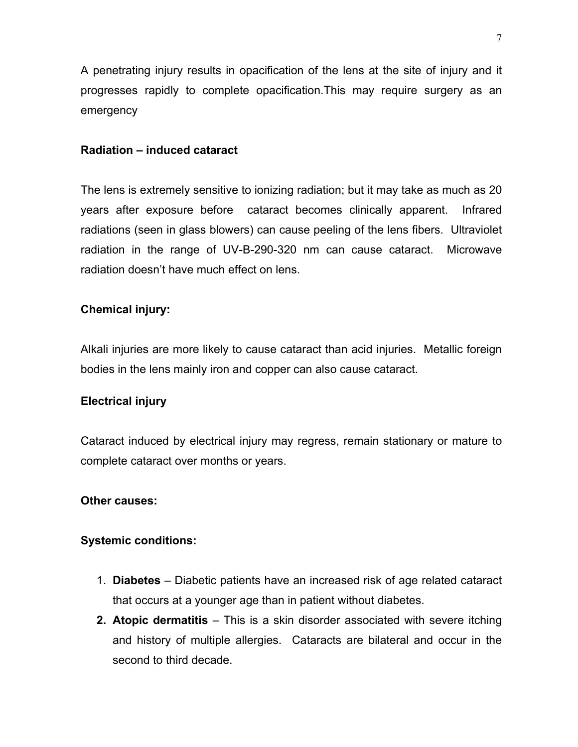A penetrating injury results in opacification of the lens at the site of injury and it progresses rapidly to complete opacification.This may require surgery as an emergency

**Radiation – induced cataract**

The lens is extremely sensitive to ionizing radiation; but it may take as much as 20 years after exposure before cataract becomes clinically apparent. Infrared radiations (seen in glass blowers) can cause peeling of the lens fibers. Ultraviolet radiation in the range of UV-B-290-320 nm can cause cataract. Microwave radiation doesn't have much effect on lens.

**Chemical injury:**

Alkali injuries are more likely to cause cataract than acid injuries. Metallic foreign bodies in the lens mainly iron and copper can also cause cataract.

**Electrical injury**

Cataract induced by electrical injury may regress, remain stationary or mature to complete cataract over months or years.

**Other causes:**

**Systemic conditions:**

1. **Diabetes** – Diabetic patients have an increased risk of age related cataract that occurs at a younger age than in patient without diabetes.
2. **Atopic dermatitis** – This is a skin disorder associated with severe itching and history of multiple allergies. Cataracts are bilateral and occur in the second to third decade.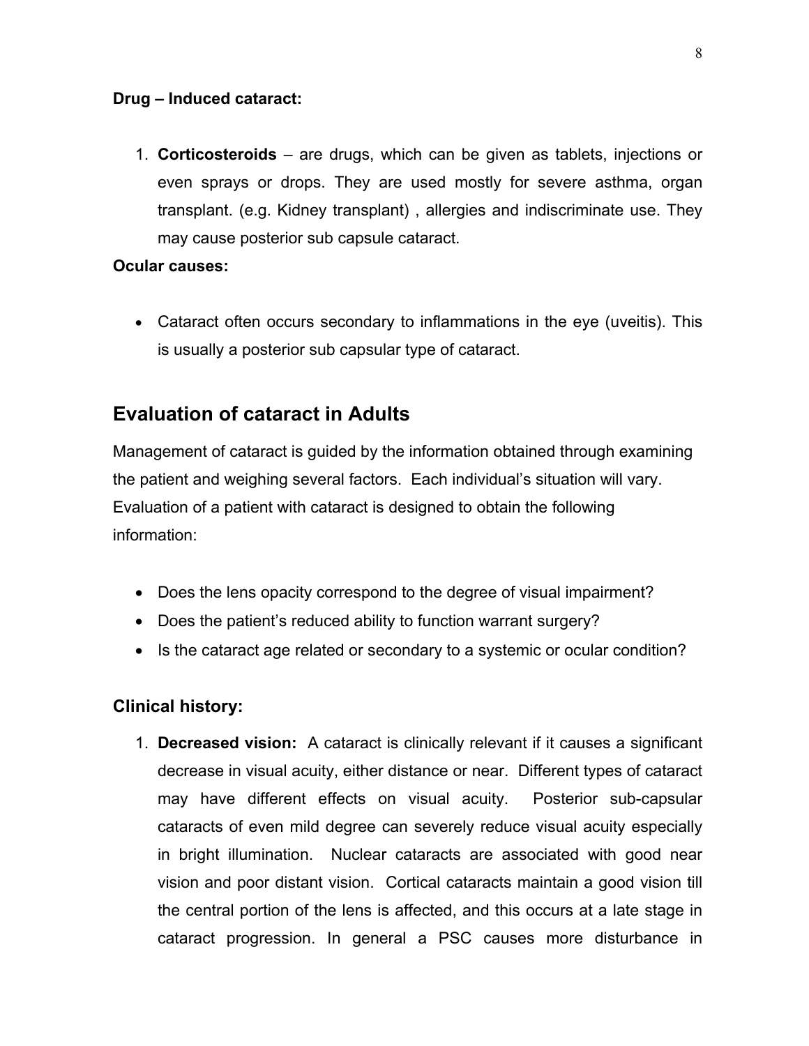**Drug – Induced cataract:**

1. **Corticosteroids** – are drugs, which can be given as tablets, injections or even sprays or drops. They are used mostly for severe asthma, organ transplant. (e.g. Kidney transplant) , allergies and indiscriminate use. They may cause posterior sub capsule cataract.

**Ocular causes:**

- Cataract often occurs secondary to inflammations in the eye (uveitis). This is usually a posterior sub capsular type of cataract.

## Evaluation of cataract in Adults

Management of cataract is guided by the information obtained through examining the patient and weighing several factors. Each individual's situation will vary. Evaluation of a patient with cataract is designed to obtain the following information:

- Does the lens opacity correspond to the degree of visual impairment?
- Does the patient's reduced ability to function warrant surgery?
- Is the cataract age related or secondary to a systemic or ocular condition?

### Clinical history:

1. **Decreased vision:** A cataract is clinically relevant if it causes a significant decrease in visual acuity, either distance or near. Different types of cataract may have different effects on visual acuity. Posterior sub-capsular cataracts of even mild degree can severely reduce visual acuity especially in bright illumination. Nuclear cataracts are associated with good near vision and poor distant vision. Cortical cataracts maintain a good vision till the central portion of the lens is affected, and this occurs at a late stage in cataract progression. In general a PSC causes more disturbance in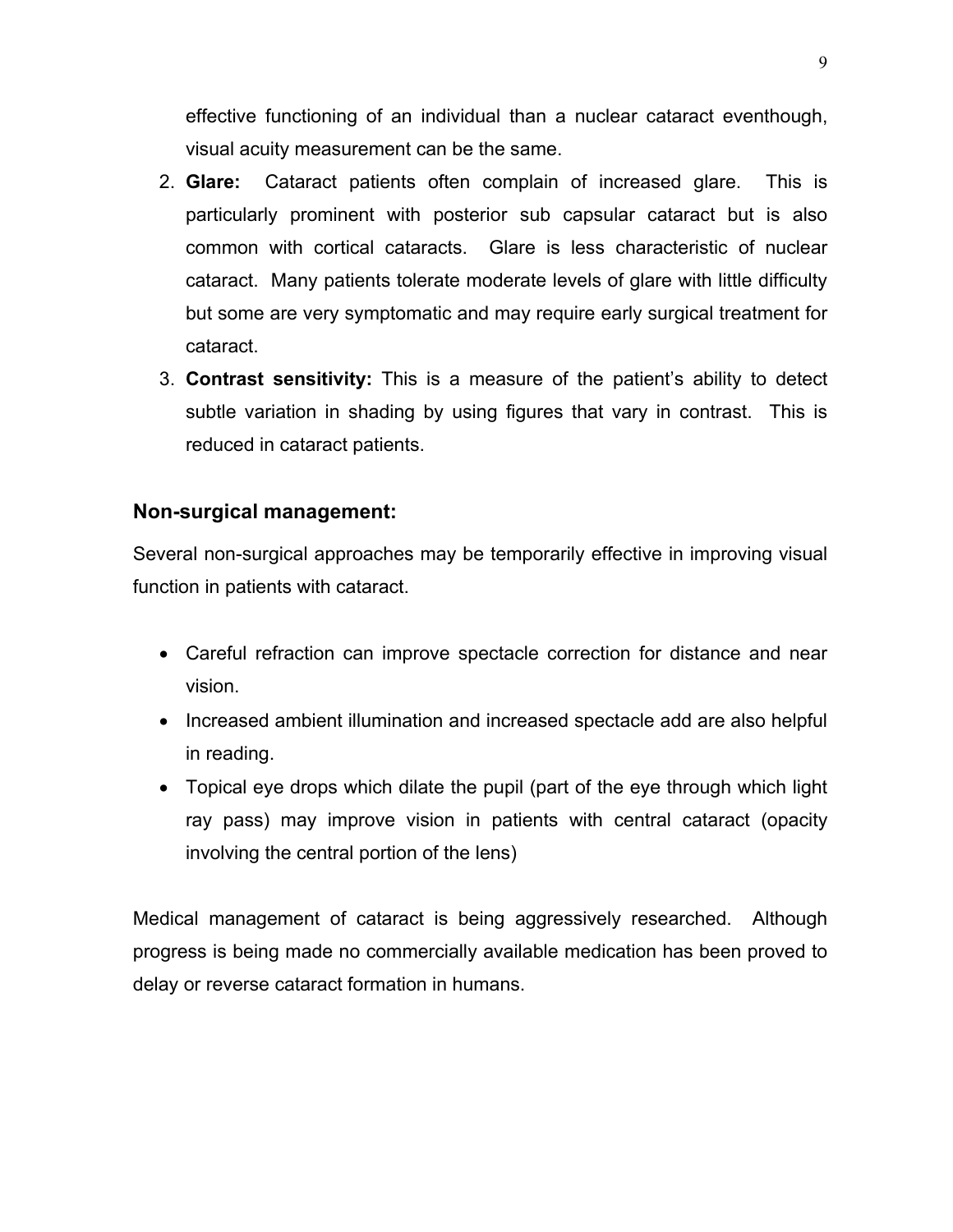effective functioning of an individual than a nuclear cataract eventhough, visual acuity measurement can be the same.

2. **Glare:** Cataract patients often complain of increased glare. This is particularly prominent with posterior sub capsular cataract but is also common with cortical cataracts. Glare is less characteristic of nuclear cataract. Many patients tolerate moderate levels of glare with little difficulty but some are very symptomatic and may require early surgical treatment for cataract.
3. **Contrast sensitivity:** This is a measure of the patient's ability to detect subtle variation in shading by using figures that vary in contrast. This is reduced in cataract patients.

### Non-surgical management:

Several non-surgical approaches may be temporarily effective in improving visual function in patients with cataract.

- Careful refraction can improve spectacle correction for distance and near vision.
- Increased ambient illumination and increased spectacle add are also helpful in reading.
- Topical eye drops which dilate the pupil (part of the eye through which light ray pass) may improve vision in patients with central cataract (opacity involving the central portion of the lens)

Medical management of cataract is being aggressively researched. Although progress is being made no commercially available medication has been proved to delay or reverse cataract formation in humans.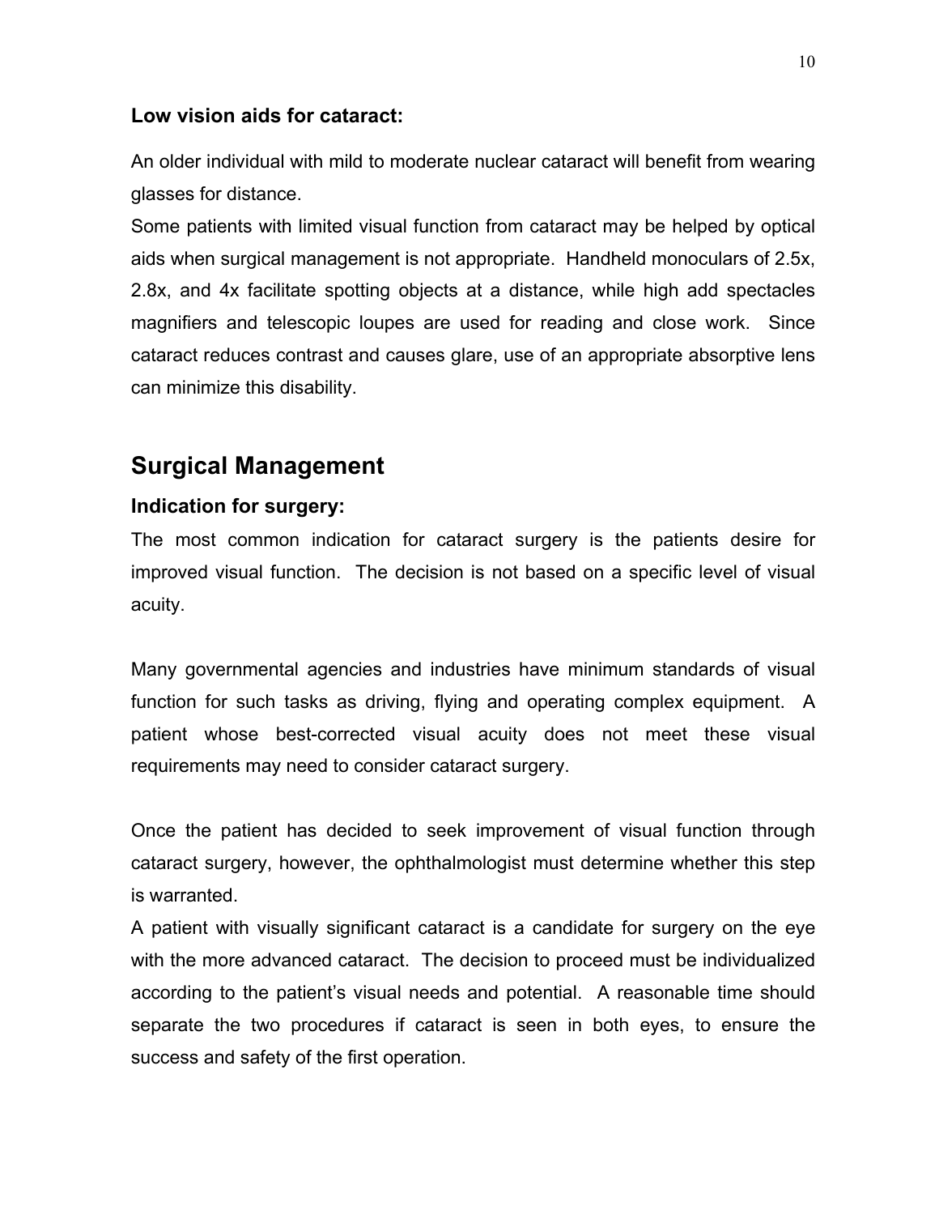### Low vision aids for cataract:

An older individual with mild to moderate nuclear cataract will benefit from wearing glasses for distance.

Some patients with limited visual function from cataract may be helped by optical aids when surgical management is not appropriate. Handheld monoculars of 2.5x, 2.8x, and 4x facilitate spotting objects at a distance, while high add spectacles magnifiers and telescopic loupes are used for reading and close work. Since cataract reduces contrast and causes glare, use of an appropriate absorptive lens can minimize this disability.

## Surgical Management

### Indication for surgery:

The most common indication for cataract surgery is the patients desire for improved visual function. The decision is not based on a specific level of visual acuity.

Many governmental agencies and industries have minimum standards of visual function for such tasks as driving, flying and operating complex equipment. A patient whose best-corrected visual acuity does not meet these visual requirements may need to consider cataract surgery.

Once the patient has decided to seek improvement of visual function through cataract surgery, however, the ophthalmologist must determine whether this step is warranted.

A patient with visually significant cataract is a candidate for surgery on the eye with the more advanced cataract. The decision to proceed must be individualized according to the patient's visual needs and potential. A reasonable time should separate the two procedures if cataract is seen in both eyes, to ensure the success and safety of the first operation.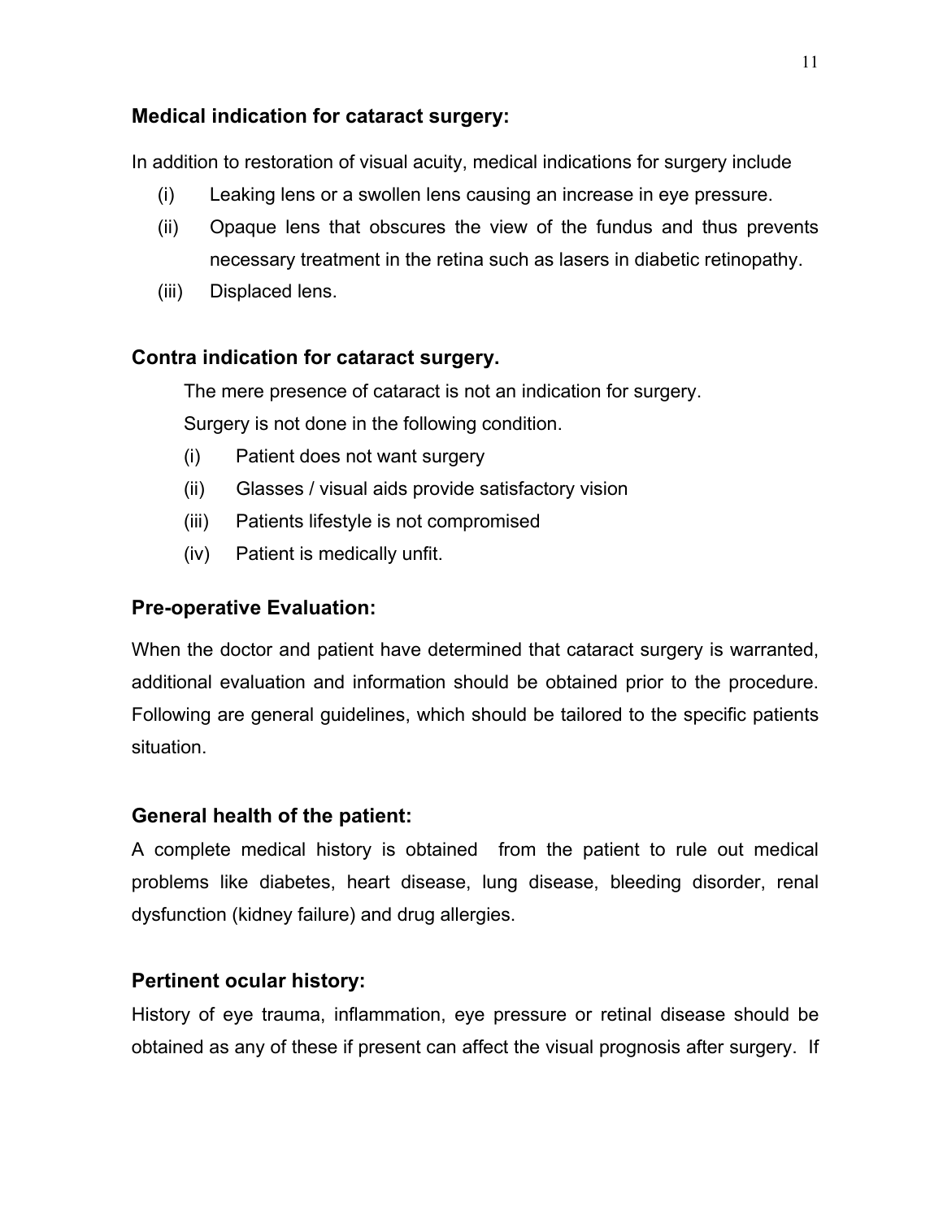## Medical indication for cataract surgery:

In addition to restoration of visual acuity, medical indications for surgery include

(i) Leaking lens or a swollen lens causing an increase in eye pressure.

(ii) Opaque lens that obscures the view of the fundus and thus prevents necessary treatment in the retina such as lasers in diabetic retinopathy.

(iii) Displaced lens.

## Contra indication for cataract surgery.

The mere presence of cataract is not an indication for surgery.

Surgery is not done in the following condition.

(i) Patient does not want surgery

(ii) Glasses / visual aids provide satisfactory vision

(iii) Patients lifestyle is not compromised

(iv) Patient is medically unfit.

## Pre-operative Evaluation:

When the doctor and patient have determined that cataract surgery is warranted, additional evaluation and information should be obtained prior to the procedure. Following are general guidelines, which should be tailored to the specific patients situation.

## General health of the patient:

A complete medical history is obtained from the patient to rule out medical problems like diabetes, heart disease, lung disease, bleeding disorder, renal dysfunction (kidney failure) and drug allergies.

## Pertinent ocular history:

History of eye trauma, inflammation, eye pressure or retinal disease should be obtained as any of these if present can affect the visual prognosis after surgery. If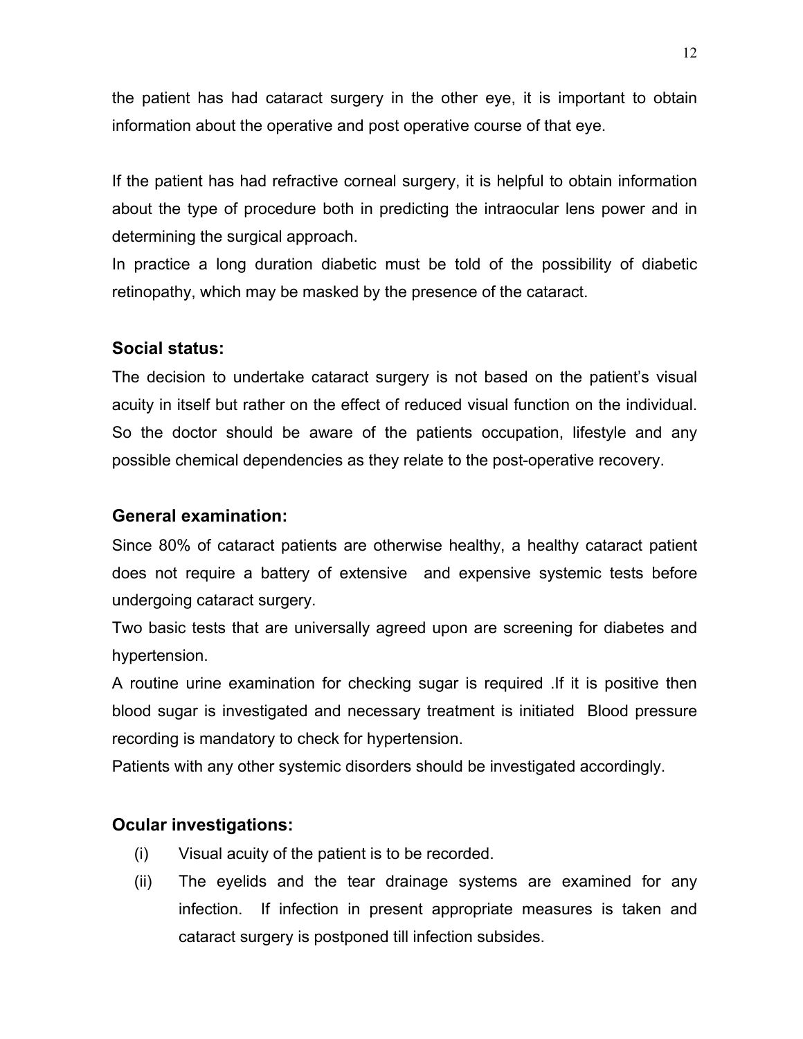the patient has had cataract surgery in the other eye, it is important to obtain information about the operative and post operative course of that eye.

If the patient has had refractive corneal surgery, it is helpful to obtain information about the type of procedure both in predicting the intraocular lens power and in determining the surgical approach.

In practice a long duration diabetic must be told of the possibility of diabetic retinopathy, which may be masked by the presence of the cataract.

### Social status:

The decision to undertake cataract surgery is not based on the patient's visual acuity in itself but rather on the effect of reduced visual function on the individual. So the doctor should be aware of the patients occupation, lifestyle and any possible chemical dependencies as they relate to the post-operative recovery.

### General examination:

Since 80% of cataract patients are otherwise healthy, a healthy cataract patient does not require a battery of extensive and expensive systemic tests before undergoing cataract surgery.

Two basic tests that are universally agreed upon are screening for diabetes and hypertension.

A routine urine examination for checking sugar is required .If it is positive then blood sugar is investigated and necessary treatment is initiated Blood pressure recording is mandatory to check for hypertension.

Patients with any other systemic disorders should be investigated accordingly.

### Ocular investigations:

(i) Visual acuity of the patient is to be recorded.

(ii) The eyelids and the tear drainage systems are examined for any infection. If infection in present appropriate measures is taken and cataract surgery is postponed till infection subsides.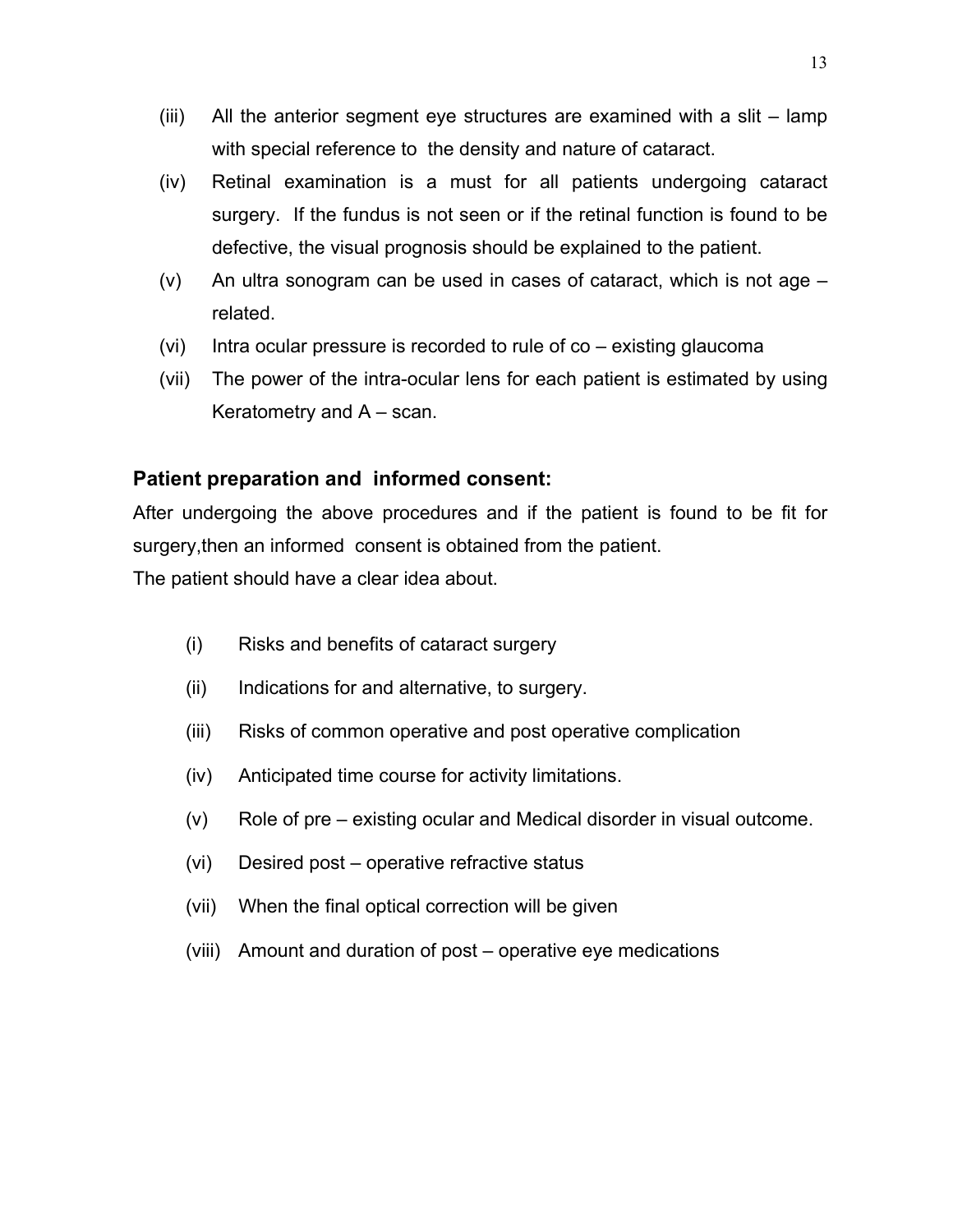(iii) All the anterior segment eye structures are examined with a slit – lamp with special reference to the density and nature of cataract.

(iv) Retinal examination is a must for all patients undergoing cataract surgery. If the fundus is not seen or if the retinal function is found to be defective, the visual prognosis should be explained to the patient.

(v) An ultra sonogram can be used in cases of cataract, which is not age – related.

(vi) Intra ocular pressure is recorded to rule of co – existing glaucoma

(vii) The power of the intra-ocular lens for each patient is estimated by using Keratometry and A – scan.

### Patient preparation and informed consent:

After undergoing the above procedures and if the patient is found to be fit for surgery,then an informed consent is obtained from the patient.

The patient should have a clear idea about.

(i) Risks and benefits of cataract surgery

(ii) Indications for and alternative, to surgery.

(iii) Risks of common operative and post operative complication

(iv) Anticipated time course for activity limitations.

(v) Role of pre – existing ocular and Medical disorder in visual outcome.

(vi) Desired post – operative refractive status

(vii) When the final optical correction will be given

(viii) Amount and duration of post – operative eye medications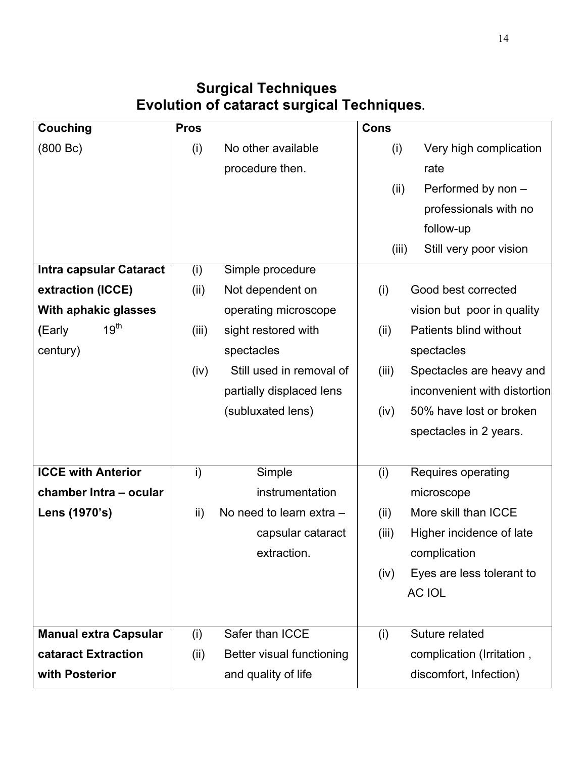# Surgical Techniques

## Evolution of cataract surgical Techniques.

| Couching | Pros | Cons |
|---|---|---|
| (800 Bc) | (i) No other available procedure then. | (i) Very high complication rate<br>(ii) Performed by non – professionals with no follow-up<br>(iii) Still very poor vision |
| **Intra capsular Cataract extraction (ICCE) With aphakic glasses (**Early 19th century) | (i) Simple procedure<br>(ii) Not dependent on operating microscope<br>(iii) sight restored with spectacles<br>(iv) Still used in removal of partially displaced lens (subluxated lens) | (i) Good best corrected vision but poor in quality<br>(ii) Patients blind without spectacles<br>(iii) Spectacles are heavy and inconvenient with distortion<br>(iv) 50% have lost or broken spectacles in 2 years. |
| **ICCE with Anterior chamber Intra – ocular Lens (1970's)** | i) Simple instrumentation<br>ii) No need to learn extra – capsular cataract extraction. | (i) Requires operating microscope<br>(ii) More skill than ICCE<br>(iii) Higher incidence of late complication<br>(iv) Eyes are less tolerant to AC IOL |
| **Manual extra Capsular cataract Extraction with Posterior** | (i) Safer than ICCE<br>(ii) Better visual functioning and quality of life | (i) Suture related complication (Irritation , discomfort, Infection) |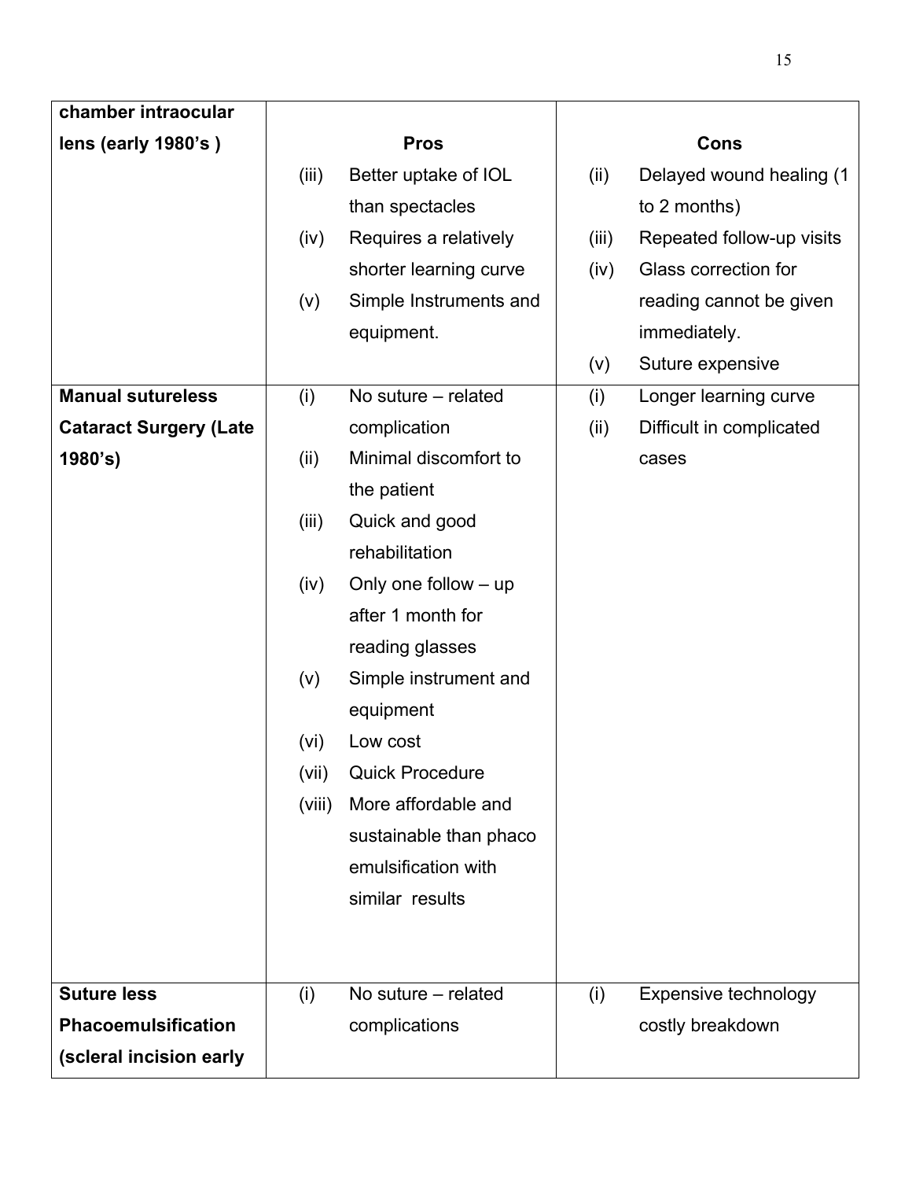| chamber intraocular lens (early 1980's ) | **Pros** | **Cons** |
|---|---|---|
| | (iii) Better uptake of IOL than spectacles<br>(iv) Requires a relatively shorter learning curve<br>(v) Simple Instruments and equipment. | (ii) Delayed wound healing (1 to 2 months)<br>(iii) Repeated follow-up visits<br>(iv) Glass correction for reading cannot be given immediately.<br>(v) Suture expensive |
| **Manual sutureless Cataract Surgery (Late 1980's)** | (i) No suture – related complication<br>(ii) Minimal discomfort to the patient<br>(iii) Quick and good rehabilitation<br>(iv) Only one follow – up after 1 month for reading glasses<br>(v) Simple instrument and equipment<br>(vi) Low cost<br>(vii) Quick Procedure<br>(viii) More affordable and sustainable than phaco emulsification with similar results | (i) Longer learning curve<br>(ii) Difficult in complicated cases |
| **Suture less Phacoemulsification (scleral incision early** | (i) No suture – related complications | (i) Expensive technology costly breakdown |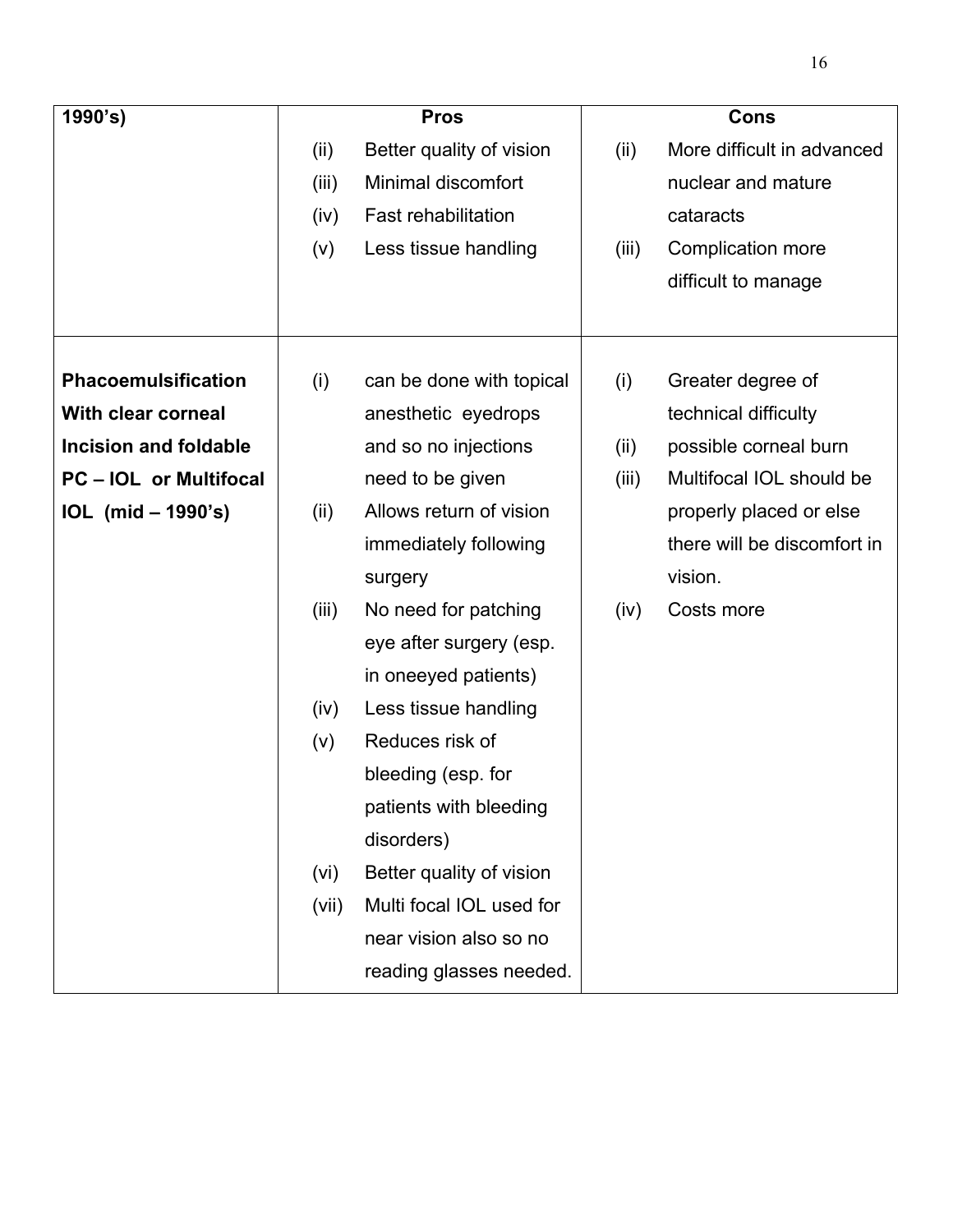| 1990's) | Pros | Cons |
|---|---|---|
| | (ii) Better quality of vision<br>(iii) Minimal discomfort<br>(iv) Fast rehabilitation<br>(v) Less tissue handling | (ii) More difficult in advanced nuclear and mature cataracts<br>(iii) Complication more difficult to manage |
| **Phacoemulsification With clear corneal Incision and foldable PC – IOL or Multifocal IOL (mid – 1990's)** | (i) can be done with topical anesthetic eyedrops and so no injections need to be given<br>(ii) Allows return of vision immediately following surgery<br>(iii) No need for patching eye after surgery (esp. in oneeyed patients)<br>(iv) Less tissue handling<br>(v) Reduces risk of bleeding (esp. for patients with bleeding disorders)<br>(vi) Better quality of vision<br>(vii) Multi focal IOL used for near vision also so no reading glasses needed. | (i) Greater degree of technical difficulty<br>(ii) possible corneal burn<br>(iii) Multifocal IOL should be properly placed or else there will be discomfort in vision.<br>(iv) Costs more |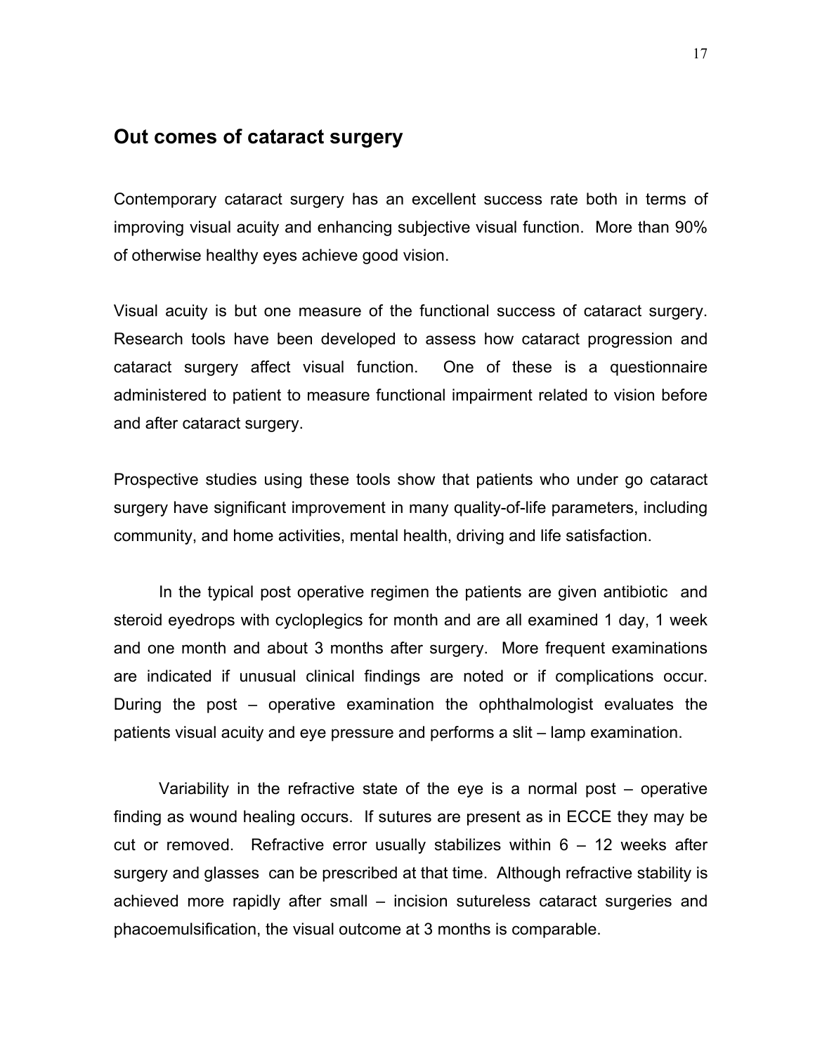## Out comes of cataract surgery

Contemporary cataract surgery has an excellent success rate both in terms of improving visual acuity and enhancing subjective visual function. More than 90% of otherwise healthy eyes achieve good vision.

Visual acuity is but one measure of the functional success of cataract surgery. Research tools have been developed to assess how cataract progression and cataract surgery affect visual function. One of these is a questionnaire administered to patient to measure functional impairment related to vision before and after cataract surgery.

Prospective studies using these tools show that patients who under go cataract surgery have significant improvement in many quality-of-life parameters, including community, and home activities, mental health, driving and life satisfaction.

In the typical post operative regimen the patients are given antibiotic and steroid eyedrops with cycloplegics for month and are all examined 1 day, 1 week and one month and about 3 months after surgery. More frequent examinations are indicated if unusual clinical findings are noted or if complications occur. During the post – operative examination the ophthalmologist evaluates the patients visual acuity and eye pressure and performs a slit – lamp examination.

Variability in the refractive state of the eye is a normal post – operative finding as wound healing occurs. If sutures are present as in ECCE they may be cut or removed. Refractive error usually stabilizes within 6 – 12 weeks after surgery and glasses can be prescribed at that time. Although refractive stability is achieved more rapidly after small – incision sutureless cataract surgeries and phacoemulsification, the visual outcome at 3 months is comparable.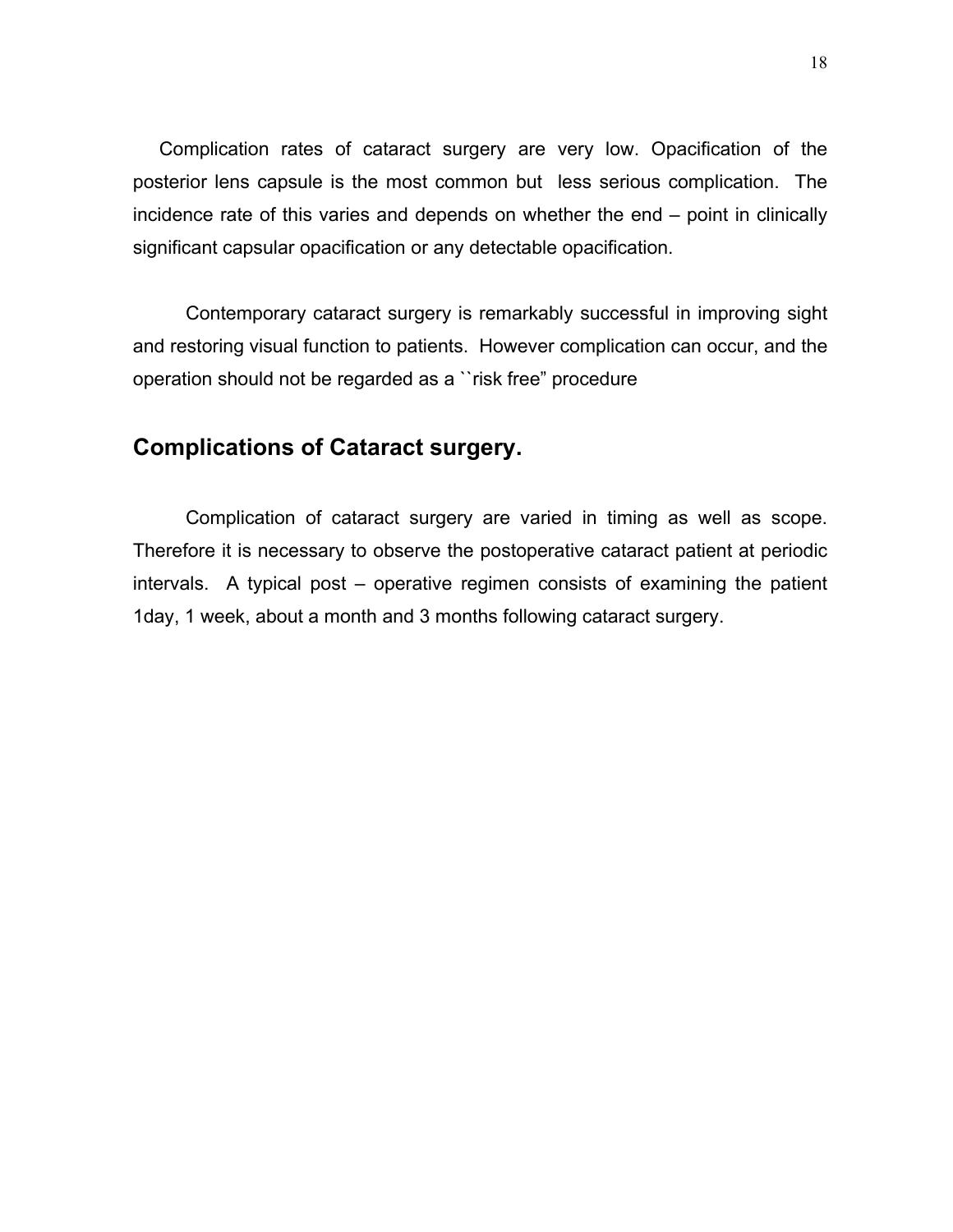Complication rates of cataract surgery are very low. Opacification of the posterior lens capsule is the most common but less serious complication. The incidence rate of this varies and depends on whether the end – point in clinically significant capsular opacification or any detectable opacification.

Contemporary cataract surgery is remarkably successful in improving sight and restoring visual function to patients. However complication can occur, and the operation should not be regarded as a ``risk free" procedure

## Complications of Cataract surgery.

Complication of cataract surgery are varied in timing as well as scope. Therefore it is necessary to observe the postoperative cataract patient at periodic intervals. A typical post – operative regimen consists of examining the patient 1day, 1 week, about a month and 3 months following cataract surgery.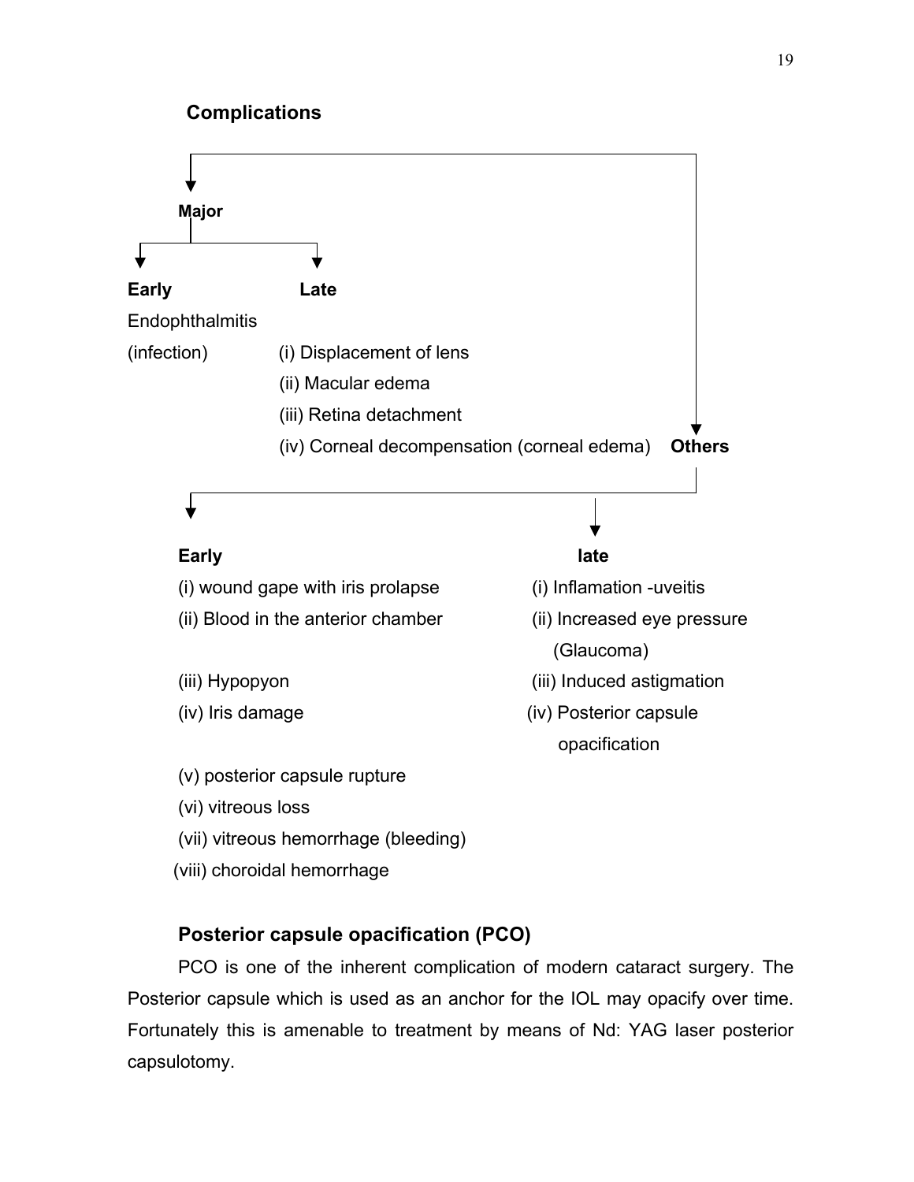## Complications

**Major**

**Early**

Endophthalmitis (infection)

**Late**

(i) Displacement of lens
(ii) Macular edema
(iii) Retina detachment
(iv) Corneal decompensation (corneal edema)

**Others**

**Early**

(i) wound gape with iris prolapse
(ii) Blood in the anterior chamber
(iii) Hypopyon
(iv) Iris damage
(v) posterior capsule rupture
(vi) vitreous loss
(vii) vitreous hemorrhage (bleeding)
(viii) choroidal hemorrhage

**late**

(i) Inflamation -uveitis
(ii) Increased eye pressure (Glaucoma)
(iii) Induced astigmation
(iv) Posterior capsule opacification

### Posterior capsule opacification (PCO)

PCO is one of the inherent complication of modern cataract surgery. The Posterior capsule which is used as an anchor for the IOL may opacify over time. Fortunately this is amenable to treatment by means of Nd: YAG laser posterior capsulotomy.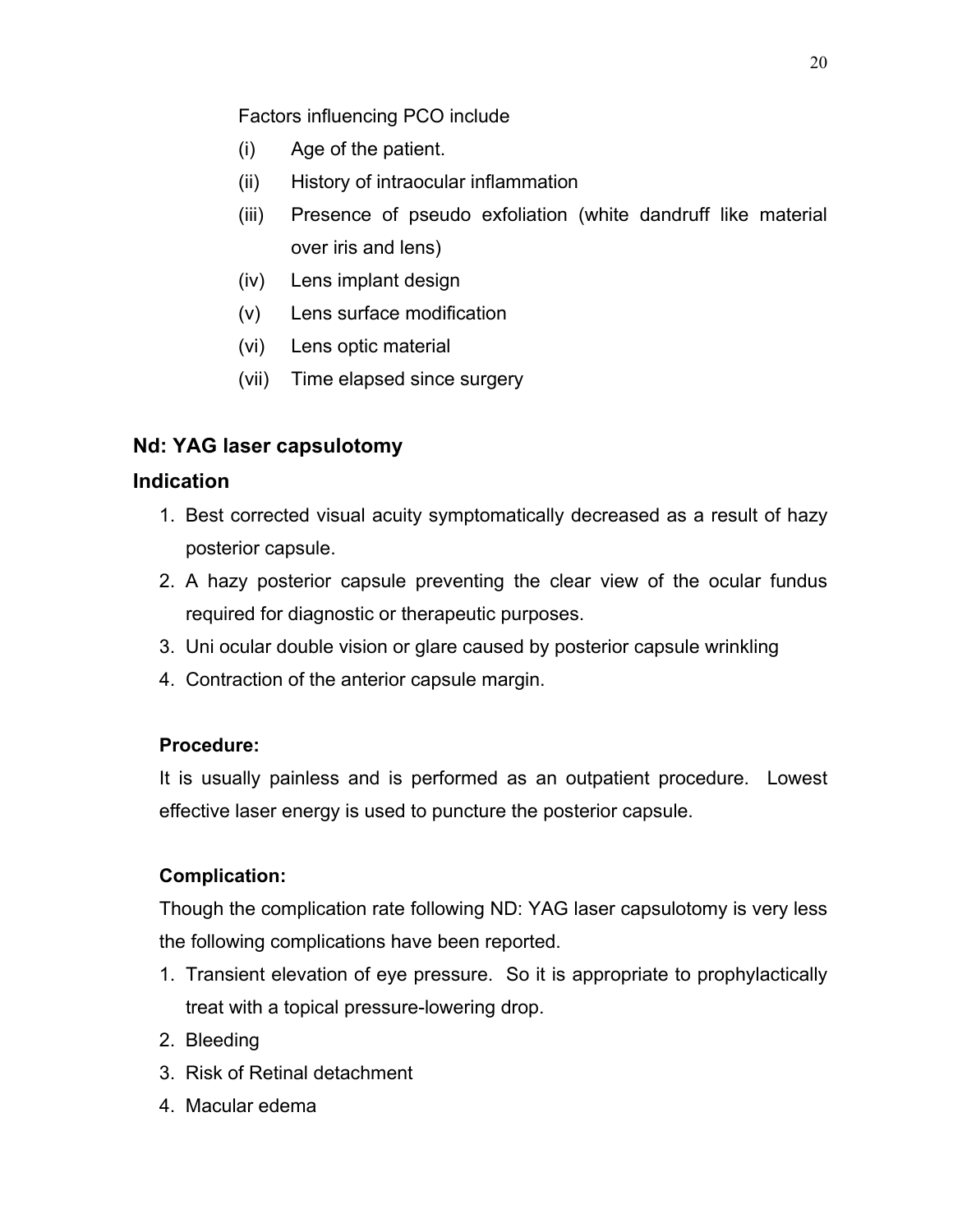Factors influencing PCO include

(i) Age of the patient.

(ii) History of intraocular inflammation

(iii) Presence of pseudo exfoliation (white dandruff like material over iris and lens)

(iv) Lens implant design

(v) Lens surface modification

(vi) Lens optic material

(vii) Time elapsed since surgery

## Nd: YAG laser capsulotomy

### Indication

1. Best corrected visual acuity symptomatically decreased as a result of hazy posterior capsule.
2. A hazy posterior capsule preventing the clear view of the ocular fundus required for diagnostic or therapeutic purposes.
3. Uni ocular double vision or glare caused by posterior capsule wrinkling
4. Contraction of the anterior capsule margin.

**Procedure:**

It is usually painless and is performed as an outpatient procedure. Lowest effective laser energy is used to puncture the posterior capsule.

**Complication:**

Though the complication rate following ND: YAG laser capsulotomy is very less the following complications have been reported.

1. Transient elevation of eye pressure. So it is appropriate to prophylactically treat with a topical pressure-lowering drop.
2. Bleeding
3. Risk of Retinal detachment
4. Macular edema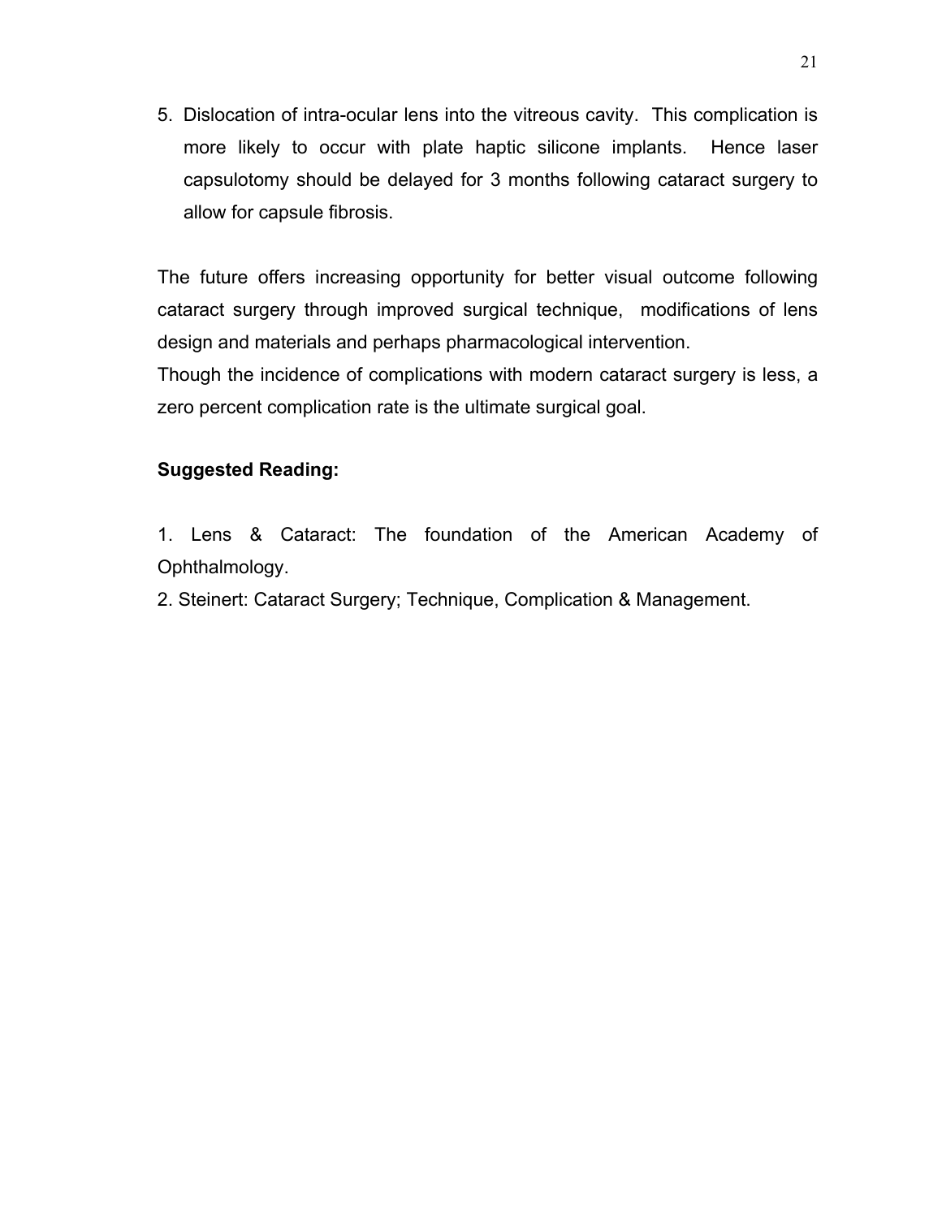5. Dislocation of intra-ocular lens into the vitreous cavity. This complication is more likely to occur with plate haptic silicone implants. Hence laser capsulotomy should be delayed for 3 months following cataract surgery to allow for capsule fibrosis.

The future offers increasing opportunity for better visual outcome following cataract surgery through improved surgical technique, modifications of lens design and materials and perhaps pharmacological intervention.
Though the incidence of complications with modern cataract surgery is less, a zero percent complication rate is the ultimate surgical goal.

**Suggested Reading:**

1. Lens & Cataract: The foundation of the American Academy of Ophthalmology.
2. Steinert: Cataract Surgery; Technique, Complication & Management.